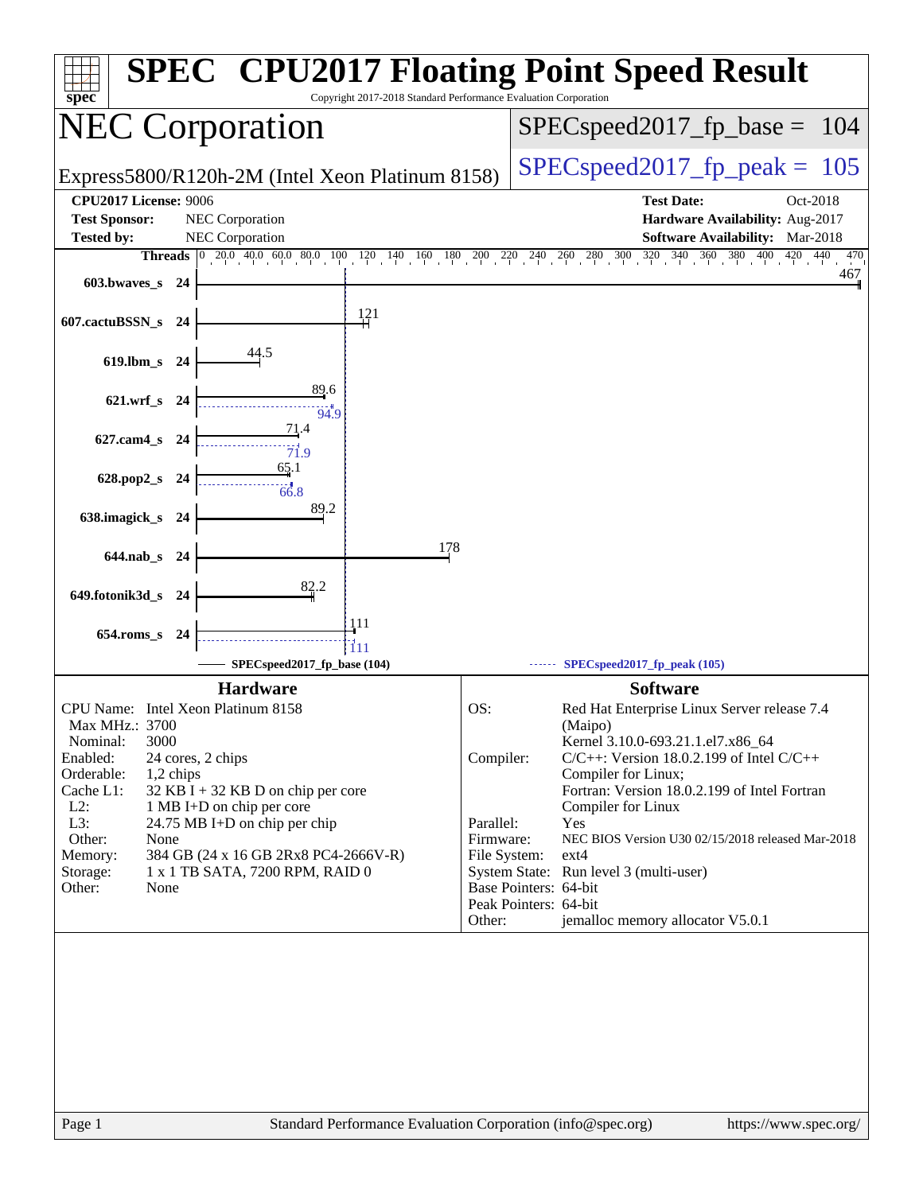# SPEC CPU2017 Floating Point Speed Result

Copyright 2017-2018 Standard Performance Evaluation Corporation

## NEC Corporation

Express5800/R120h-2M (Intel Xeon Platinum 8158)

SPECspeed2017_fp_base = 104

SPECspeed2017_fp_peak = 105

**CPU2017 License:** 9006
**Test Sponsor:** NEC Corporation
**Tested by:** NEC Corporation

**Test Date:** Oct-2018
**Hardware Availability:** Aug-2017
**Software Availability:** Mar-2018

| Benchmark | Threads | Base | Peak |
|---|---|---|---|
| 603.bwaves_s | 24 | 467 | |
| 607.cactuBSSN_s | 24 | 121 | |
| 619.lbm_s | 24 | 44.5 | |
| 621.wrf_s | 24 | 89.6 | 94.9 |
| 627.cam4_s | 24 | 71.4 | 71.9 |
| 628.pop2_s | 24 | 65.1 | 66.8 |
| 638.imagick_s | 24 | 89.2 | |
| 644.nab_s | 24 | 178 | |
| 649.fotonik3d_s | 24 | 82.2 | |
| 654.roms_s | 24 | 111 | 111 |

SPECspeed2017_fp_base (104) ------ SPECspeed2017_fp_peak (105)

### Hardware

| | |
|---|---|
| CPU Name: | Intel Xeon Platinum 8158 |
| Max MHz.: | 3700 |
| Nominal: | 3000 |
| Enabled: | 24 cores, 2 chips |
| Orderable: | 1,2 chips |
| Cache L1: | 32 KB I + 32 KB D on chip per core |
| L2: | 1 MB I+D on chip per core |
| L3: | 24.75 MB I+D on chip per chip |
| Other: | None |
| Memory: | 384 GB (24 x 16 GB 2Rx8 PC4-2666V-R) |
| Storage: | 1 x 1 TB SATA, 7200 RPM, RAID 0 |
| Other: | None |

### Software

| | |
|---|---|
| OS: | Red Hat Enterprise Linux Server release 7.4 (Maipo) Kernel 3.10.0-693.21.1.el7.x86_64 |
| Compiler: | C/C++: Version 18.0.2.199 of Intel C/C++ Compiler for Linux; Fortran: Version 18.0.2.199 of Intel Fortran Compiler for Linux |
| Parallel: | Yes |
| Firmware: | NEC BIOS Version U30 02/15/2018 released Mar-2018 |
| File System: | ext4 |
| System State: | Run level 3 (multi-user) |
| Base Pointers: | 64-bit |
| Peak Pointers: | 64-bit |
| Other: | jemalloc memory allocator V5.0.1 |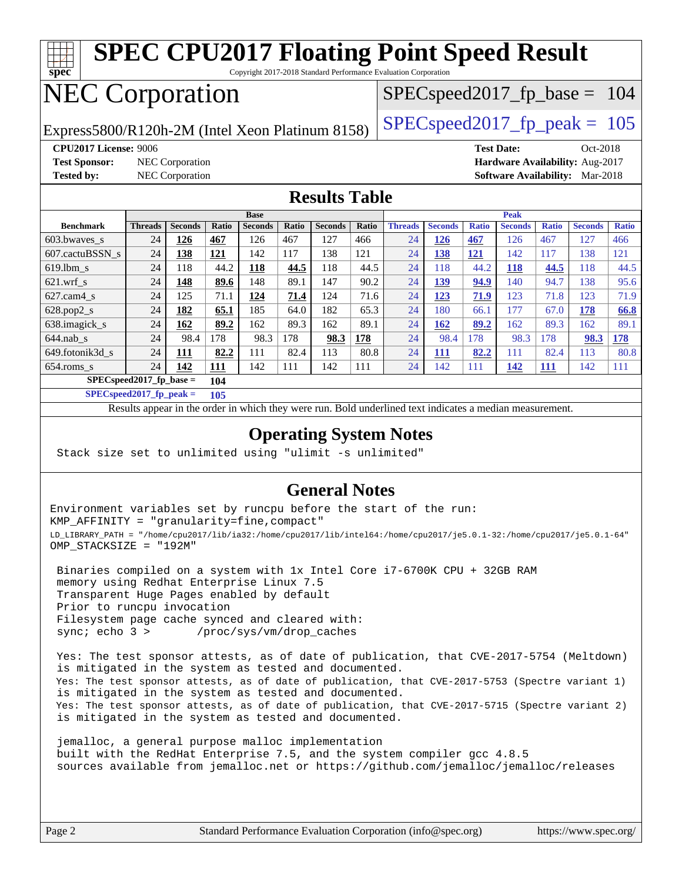# SPEC CPU2017 Floating Point Speed Result

Copyright 2017-2018 Standard Performance Evaluation Corporation

# NEC Corporation

Express5800/R120h-2M (Intel Xeon Platinum 8158)

SPECspeed2017_fp_base = 104

SPECspeed2017_fp_peak = 105

**CPU2017 License:** 9006
**Test Sponsor:** NEC Corporation
**Tested by:** NEC Corporation

**Test Date:** Oct-2018
**Hardware Availability:** Aug-2017
**Software Availability:** Mar-2018

## Results Table

| | Base | | | | | | | Peak | | | | | | |
|---|---|---|---|---|---|---|---|---|---|---|---|---|---|---|
| **Benchmark** | **Threads** | **Seconds** | **Ratio** | **Seconds** | **Ratio** | **Seconds** | **Ratio** | **Threads** | **Seconds** | **Ratio** | **Seconds** | **Ratio** | **Seconds** | **Ratio** |
| 603.bwaves_s | 24 | **126** | **467** | 126 | 467 | 127 | 466 | 24 | **126** | **467** | 126 | 467 | 127 | 466 |
| 607.cactuBSSN_s | 24 | **138** | **121** | 142 | 117 | 138 | 121 | 24 | **138** | **121** | 142 | 117 | 138 | 121 |
| 619.lbm_s | 24 | 118 | 44.2 | **118** | **44.5** | 118 | 44.5 | 24 | 118 | 44.2 | **118** | **44.5** | 118 | 44.5 |
| 621.wrf_s | 24 | **148** | **89.6** | 148 | 89.1 | 147 | 90.2 | 24 | **139** | **94.9** | 140 | 94.7 | 138 | 95.6 |
| 627.cam4_s | 24 | 125 | 71.1 | **124** | **71.4** | 124 | 71.6 | 24 | **123** | **71.9** | 123 | 71.8 | 123 | 71.9 |
| 628.pop2_s | 24 | **182** | **65.1** | 185 | 64.0 | 182 | 65.3 | 24 | 180 | 66.1 | 177 | 67.0 | **178** | **66.8** |
| 638.imagick_s | 24 | **162** | **89.2** | 162 | 89.3 | 162 | 89.1 | 24 | **162** | **89.2** | 162 | 89.3 | 162 | 89.1 |
| 644.nab_s | 24 | 98.4 | 178 | 98.3 | 178 | **98.3** | **178** | 24 | 98.4 | 178 | 98.3 | 178 | **98.3** | **178** |
| 649.fotonik3d_s | 24 | **111** | **82.2** | 111 | 82.4 | 113 | 80.8 | 24 | **111** | **82.2** | 111 | 82.4 | 113 | 80.8 |
| 654.roms_s | 24 | **142** | **111** | 142 | 111 | 142 | 111 | 24 | 142 | 111 | **142** | **111** | 142 | 111 |

**SPECspeed2017_fp_base = 104**

**SPECspeed2017_fp_peak = 105**

Results appear in the order in which they were run. Bold underlined text indicates a median measurement.

## Operating System Notes

```
Stack size set to unlimited using "ulimit -s unlimited"
```

## General Notes

```
Environment variables set by runcpu before the start of the run:
KMP_AFFINITY = "granularity=fine,compact"
LD_LIBRARY_PATH = "/home/cpu2017/lib/ia32:/home/cpu2017/lib/intel64:/home/cpu2017/je5.0.1-32:/home/cpu2017/je5.0.1-64"
OMP_STACKSIZE = "192M"

 Binaries compiled on a system with 1x Intel Core i7-6700K CPU + 32GB RAM
 memory using Redhat Enterprise Linux 7.5
 Transparent Huge Pages enabled by default
 Prior to runcpu invocation
 Filesystem page cache synced and cleared with:
 sync; echo 3 >       /proc/sys/vm/drop_caches

 Yes: The test sponsor attests, as of date of publication, that CVE-2017-5754 (Meltdown)
 is mitigated in the system as tested and documented.
 Yes: The test sponsor attests, as of date of publication, that CVE-2017-5753 (Spectre variant 1)
 is mitigated in the system as tested and documented.
 Yes: The test sponsor attests, as of date of publication, that CVE-2017-5715 (Spectre variant 2)
 is mitigated in the system as tested and documented.

 jemalloc, a general purpose malloc implementation
 built with the RedHat Enterprise 7.5, and the system compiler gcc 4.8.5
 sources available from jemalloc.net or https://github.com/jemalloc/jemalloc/releases
```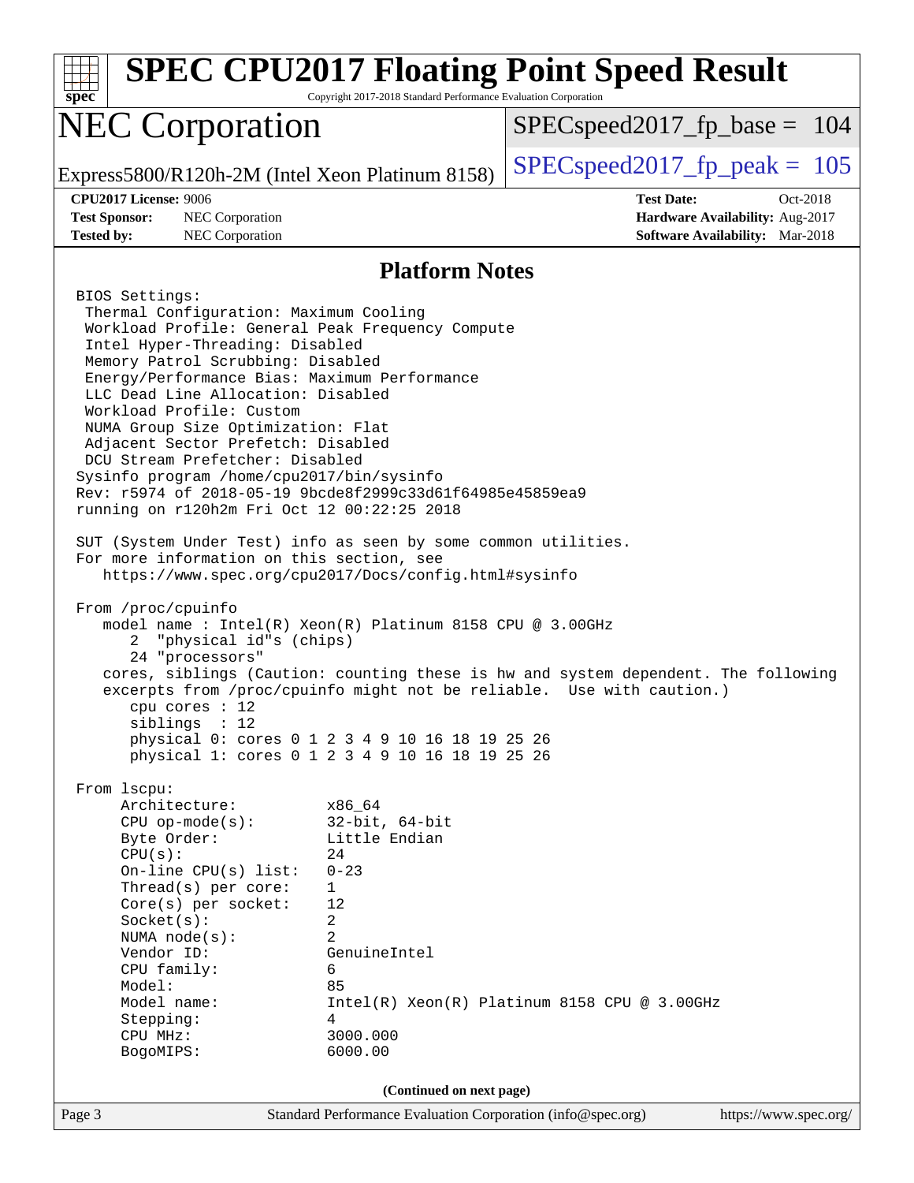# SPEC CPU2017 Floating Point Speed Result

Copyright 2017-2018 Standard Performance Evaluation Corporation

## NEC Corporation

Express5800/R120h-2M (Intel Xeon Platinum 8158)

SPECspeed2017_fp_base = 104

SPECspeed2017_fp_peak = 105

**CPU2017 License:** 9006
**Test Sponsor:** NEC Corporation
**Tested by:** NEC Corporation

**Test Date:** Oct-2018
**Hardware Availability:** Aug-2017
**Software Availability:** Mar-2018

### Platform Notes

```
BIOS Settings:
 Thermal Configuration: Maximum Cooling
 Workload Profile: General Peak Frequency Compute
 Intel Hyper-Threading: Disabled
 Memory Patrol Scrubbing: Disabled
 Energy/Performance Bias: Maximum Performance
 LLC Dead Line Allocation: Disabled
 Workload Profile: Custom
 NUMA Group Size Optimization: Flat
 Adjacent Sector Prefetch: Disabled
 DCU Stream Prefetcher: Disabled
Sysinfo program /home/cpu2017/bin/sysinfo
Rev: r5974 of 2018-05-19 9bcde8f2999c33d61f64985e45859ea9
running on r120h2m Fri Oct 12 00:22:25 2018

SUT (System Under Test) info as seen by some common utilities.
For more information on this section, see
   https://www.spec.org/cpu2017/Docs/config.html#sysinfo

From /proc/cpuinfo
   model name : Intel(R) Xeon(R) Platinum 8158 CPU @ 3.00GHz
      2  "physical id"s (chips)
      24 "processors"
   cores, siblings (Caution: counting these is hw and system dependent. The following
   excerpts from /proc/cpuinfo might not be reliable.  Use with caution.)
      cpu cores : 12
      siblings  : 12
      physical 0: cores 0 1 2 3 4 9 10 16 18 19 25 26
      physical 1: cores 0 1 2 3 4 9 10 16 18 19 25 26

From lscpu:
     Architecture:          x86_64
     CPU op-mode(s):        32-bit, 64-bit
     Byte Order:            Little Endian
     CPU(s):                24
     On-line CPU(s) list:   0-23
     Thread(s) per core:    1
     Core(s) per socket:    12
     Socket(s):             2
     NUMA node(s):          2
     Vendor ID:             GenuineIntel
     CPU family:            6
     Model:                 85
     Model name:            Intel(R) Xeon(R) Platinum 8158 CPU @ 3.00GHz
     Stepping:              4
     CPU MHz:               3000.000
     BogoMIPS:              6000.00
```

**(Continued on next page)**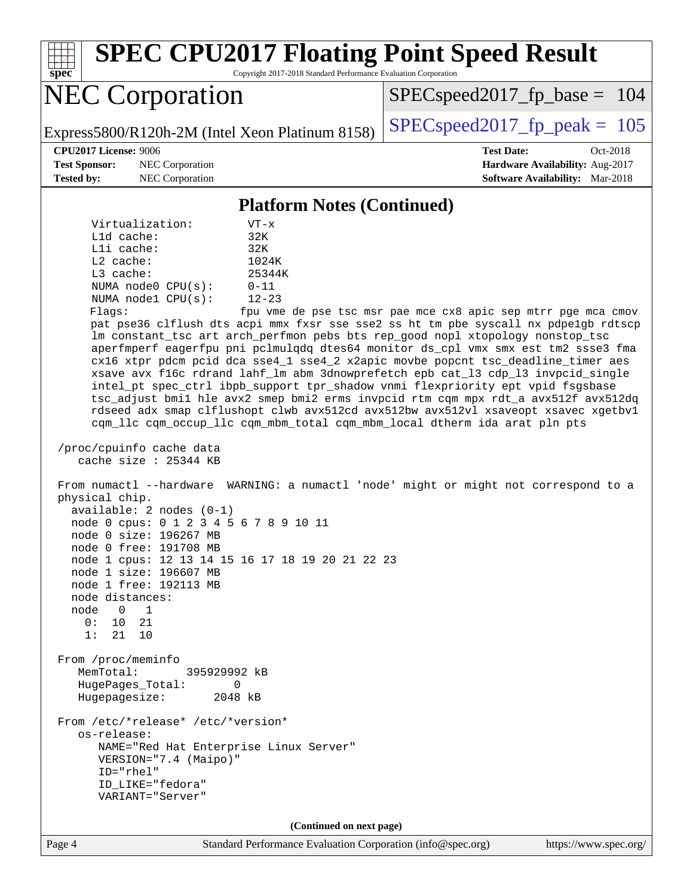## Platform Notes (Continued)

```
      Virtualization:        VT-x
      L1d cache:             32K
      L1i cache:             32K
      L2 cache:              1024K
      L3 cache:              25344K
      NUMA node0 CPU(s):     0-11
      NUMA node1 CPU(s):     12-23
      Flags:                 fpu vme de pse tsc msr pae mce cx8 apic sep mtrr pge mca cmov
      pat pse36 clflush dts acpi mmx fxsr sse sse2 ss ht tm pbe syscall nx pdpe1gb rdtscp
      lm constant_tsc art arch_perfmon pebs bts rep_good nopl xtopology nonstop_tsc
      aperfmperf eagerfpu pni pclmulqdq dtes64 monitor ds_cpl vmx smx est tm2 ssse3 fma
      cx16 xtpr pdcm pcid dca sse4_1 sse4_2 x2apic movbe popcnt tsc_deadline_timer aes
      xsave avx f16c rdrand lahf_lm abm 3dnowprefetch epb cat_l3 cdp_l3 invpcid_single
      intel_pt spec_ctrl ibpb_support tpr_shadow vnmi flexpriority ept vpid fsgsbase
      tsc_adjust bmi1 hle avx2 smep bmi2 erms invpcid rtm cqm mpx rdt_a avx512f avx512dq
      rdseed adx smap clflushopt clwb avx512cd avx512bw avx512vl xsaveopt xsavec xgetbv1
      cqm_llc cqm_occup_llc cqm_mbm_total cqm_mbm_local dtherm ida arat pln pts

 /proc/cpuinfo cache data
    cache size : 25344 KB

 From numactl --hardware  WARNING: a numactl 'node' might or might not correspond to a
 physical chip.
   available: 2 nodes (0-1)
   node 0 cpus: 0 1 2 3 4 5 6 7 8 9 10 11
   node 0 size: 196267 MB
   node 0 free: 191708 MB
   node 1 cpus: 12 13 14 15 16 17 18 19 20 21 22 23
   node 1 size: 196607 MB
   node 1 free: 192113 MB
   node distances:
   node   0   1
     0:  10  21
     1:  21  10

 From /proc/meminfo
    MemTotal:       395929992 kB
    HugePages_Total:       0
    Hugepagesize:       2048 kB

 From /etc/*release* /etc/*version*
    os-release:
       NAME="Red Hat Enterprise Linux Server"
       VERSION="7.4 (Maipo)"
       ID="rhel"
       ID_LIKE="fedora"
       VARIANT="Server"
```

(Continued on next page)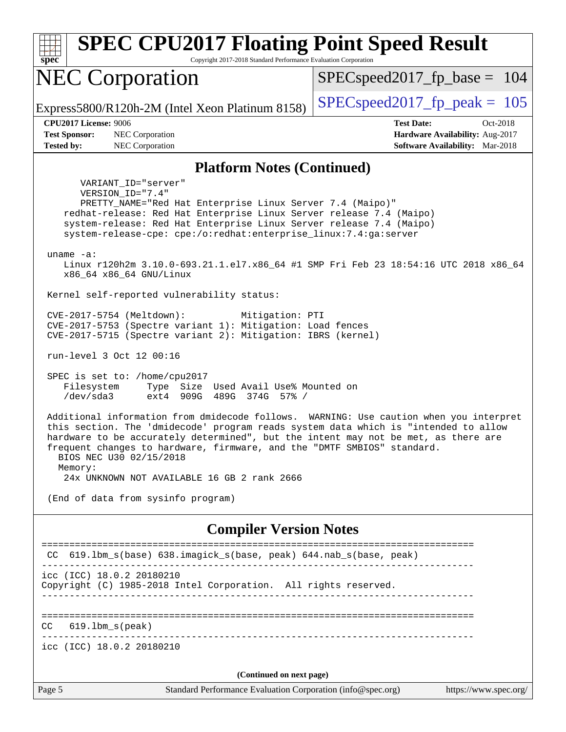## Platform Notes (Continued)

```
      VARIANT_ID="server"
      VERSION_ID="7.4"
      PRETTY_NAME="Red Hat Enterprise Linux Server 7.4 (Maipo)"
   redhat-release: Red Hat Enterprise Linux Server release 7.4 (Maipo)
   system-release: Red Hat Enterprise Linux Server release 7.4 (Maipo)
   system-release-cpe: cpe:/o:redhat:enterprise_linux:7.4:ga:server

uname -a:
   Linux r120h2m 3.10.0-693.21.1.el7.x86_64 #1 SMP Fri Feb 23 18:54:16 UTC 2018 x86_64
   x86_64 x86_64 GNU/Linux

Kernel self-reported vulnerability status:

CVE-2017-5754 (Meltdown):          Mitigation: PTI
CVE-2017-5753 (Spectre variant 1): Mitigation: Load fences
CVE-2017-5715 (Spectre variant 2): Mitigation: IBRS (kernel)

run-level 3 Oct 12 00:16

SPEC is set to: /home/cpu2017
   Filesystem     Type  Size  Used Avail Use% Mounted on
   /dev/sda3      ext4  909G  489G  374G  57% /

Additional information from dmidecode follows.  WARNING: Use caution when you interpret
this section. The 'dmidecode' program reads system data which is "intended to allow
hardware to be accurately determined", but the intent may not be met, as there are
frequent changes to hardware, firmware, and the "DMTF SMBIOS" standard.
  BIOS NEC U30 02/15/2018
  Memory:
   24x UNKNOWN NOT AVAILABLE 16 GB 2 rank 2666

(End of data from sysinfo program)
```

## Compiler Version Notes

```
==============================================================================
 CC  619.lbm_s(base) 638.imagick_s(base, peak) 644.nab_s(base, peak)
------------------------------------------------------------------------------
icc (ICC) 18.0.2 20180210
Copyright (C) 1985-2018 Intel Corporation.  All rights reserved.
------------------------------------------------------------------------------

==============================================================================
CC   619.lbm_s(peak)
------------------------------------------------------------------------------
icc (ICC) 18.0.2 20180210
```

(Continued on next page)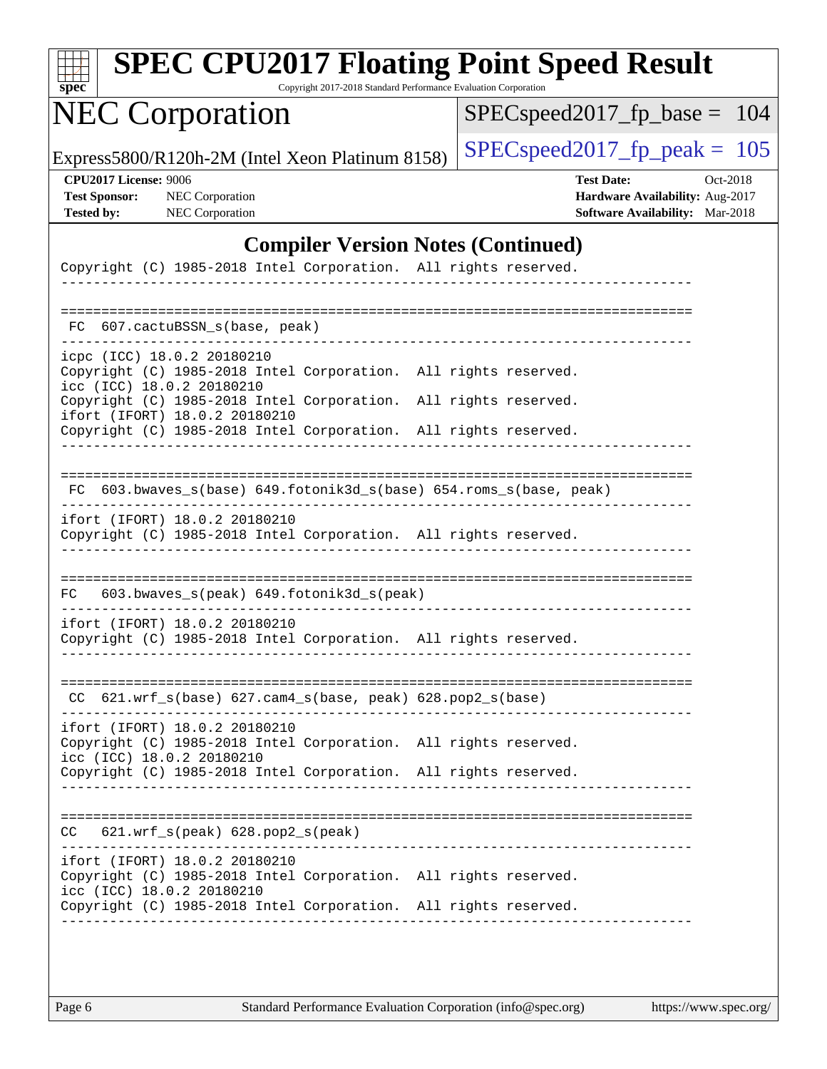## Compiler Version Notes (Continued)

```
Copyright (C) 1985-2018 Intel Corporation.  All rights reserved.
------------------------------------------------------------------------------

==============================================================================
 FC  607.cactuBSSN_s(base, peak)
------------------------------------------------------------------------------
icpc (ICC) 18.0.2 20180210
Copyright (C) 1985-2018 Intel Corporation.  All rights reserved.
icc (ICC) 18.0.2 20180210
Copyright (C) 1985-2018 Intel Corporation.  All rights reserved.
ifort (IFORT) 18.0.2 20180210
Copyright (C) 1985-2018 Intel Corporation.  All rights reserved.
------------------------------------------------------------------------------

==============================================================================
 FC  603.bwaves_s(base) 649.fotonik3d_s(base) 654.roms_s(base, peak)
------------------------------------------------------------------------------
ifort (IFORT) 18.0.2 20180210
Copyright (C) 1985-2018 Intel Corporation.  All rights reserved.
------------------------------------------------------------------------------

==============================================================================
 FC   603.bwaves_s(peak) 649.fotonik3d_s(peak)
------------------------------------------------------------------------------
ifort (IFORT) 18.0.2 20180210
Copyright (C) 1985-2018 Intel Corporation.  All rights reserved.
------------------------------------------------------------------------------

==============================================================================
 CC  621.wrf_s(base) 627.cam4_s(base, peak) 628.pop2_s(base)
------------------------------------------------------------------------------
ifort (IFORT) 18.0.2 20180210
Copyright (C) 1985-2018 Intel Corporation.  All rights reserved.
icc (ICC) 18.0.2 20180210
Copyright (C) 1985-2018 Intel Corporation.  All rights reserved.
------------------------------------------------------------------------------

==============================================================================
 CC   621.wrf_s(peak) 628.pop2_s(peak)
------------------------------------------------------------------------------
ifort (IFORT) 18.0.2 20180210
Copyright (C) 1985-2018 Intel Corporation.  All rights reserved.
icc (ICC) 18.0.2 20180210
Copyright (C) 1985-2018 Intel Corporation.  All rights reserved.
------------------------------------------------------------------------------
```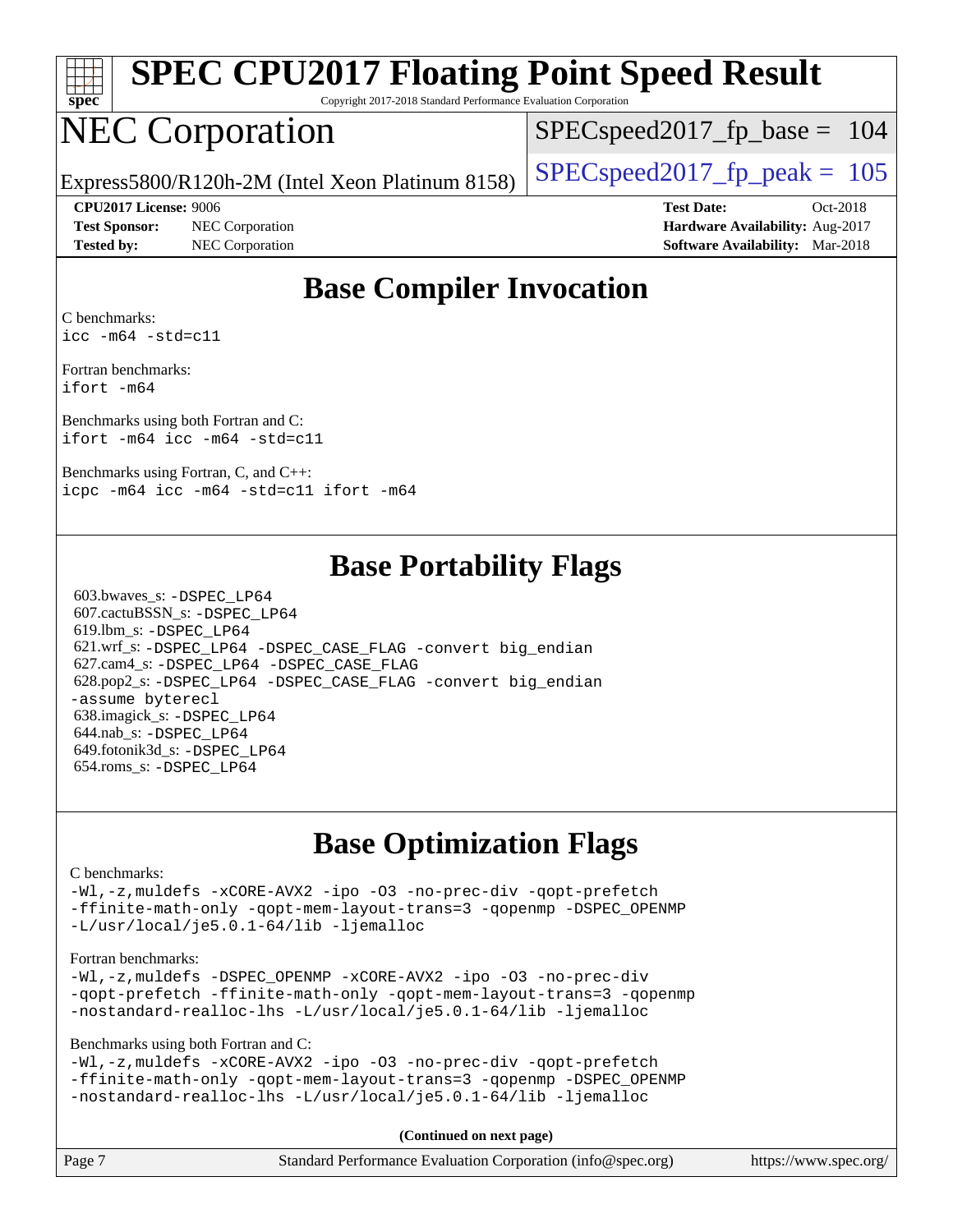# SPEC CPU2017 Floating Point Speed Result

Copyright 2017-2018 Standard Performance Evaluation Corporation

# NEC Corporation

Express5800/R120h-2M (Intel Xeon Platinum 8158)

SPECspeed2017_fp_base = 104

SPECspeed2017_fp_peak = 105

**CPU2017 License:** 9006
**Test Sponsor:** NEC Corporation
**Tested by:** NEC Corporation

**Test Date:** Oct-2018
**Hardware Availability:** Aug-2017
**Software Availability:** Mar-2018

## Base Compiler Invocation

C benchmarks:
```
icc -m64 -std=c11
```

Fortran benchmarks:
```
ifort -m64
```

Benchmarks using both Fortran and C:
```
ifort -m64 icc -m64 -std=c11
```

Benchmarks using Fortran, C, and C++:
```
icpc -m64 icc -m64 -std=c11 ifort -m64
```

## Base Portability Flags

603.bwaves_s: -DSPEC_LP64
607.cactuBSSN_s: -DSPEC_LP64
619.lbm_s: -DSPEC_LP64
621.wrf_s: -DSPEC_LP64 -DSPEC_CASE_FLAG -convert big_endian
627.cam4_s: -DSPEC_LP64 -DSPEC_CASE_FLAG
628.pop2_s: -DSPEC_LP64 -DSPEC_CASE_FLAG -convert big_endian -assume byterecl
638.imagick_s: -DSPEC_LP64
644.nab_s: -DSPEC_LP64
649.fotonik3d_s: -DSPEC_LP64
654.roms_s: -DSPEC_LP64

## Base Optimization Flags

C benchmarks:
```
-Wl,-z,muldefs -xCORE-AVX2 -ipo -O3 -no-prec-div -qopt-prefetch
-ffinite-math-only -qopt-mem-layout-trans=3 -qopenmp -DSPEC_OPENMP
-L/usr/local/je5.0.1-64/lib -ljemalloc
```

Fortran benchmarks:
```
-Wl,-z,muldefs -DSPEC_OPENMP -xCORE-AVX2 -ipo -O3 -no-prec-div
-qopt-prefetch -ffinite-math-only -qopt-mem-layout-trans=3 -qopenmp
-nostandard-realloc-lhs -L/usr/local/je5.0.1-64/lib -ljemalloc
```

Benchmarks using both Fortran and C:
```
-Wl,-z,muldefs -xCORE-AVX2 -ipo -O3 -no-prec-div -qopt-prefetch
-ffinite-math-only -qopt-mem-layout-trans=3 -qopenmp -DSPEC_OPENMP
-nostandard-realloc-lhs -L/usr/local/je5.0.1-64/lib -ljemalloc
```

**(Continued on next page)**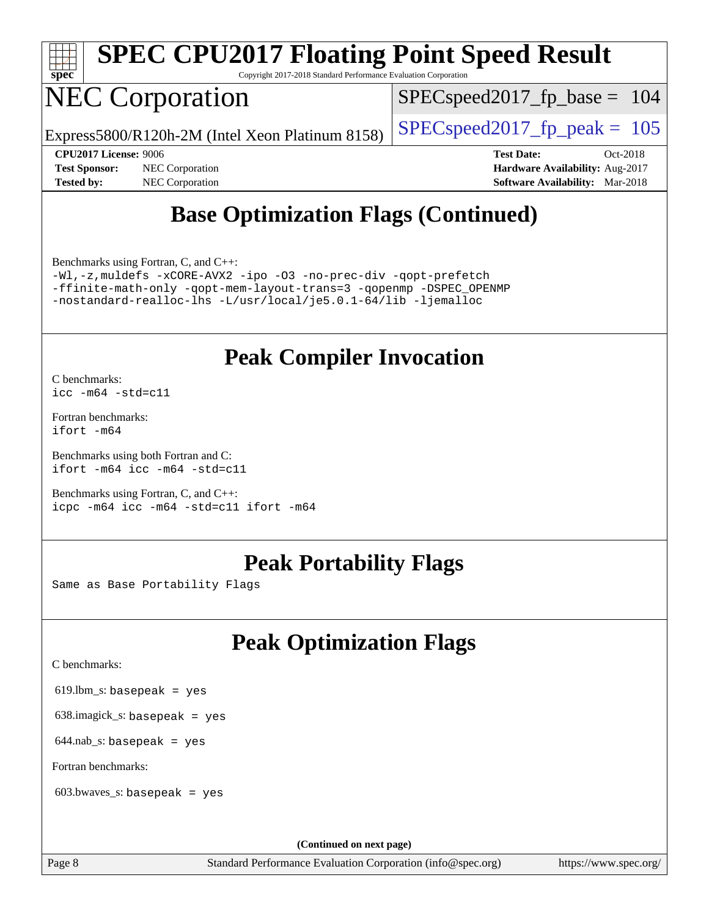## Base Optimization Flags (Continued)

Benchmarks using Fortran, C, and C++:

```
-Wl,-z,muldefs -xCORE-AVX2 -ipo -O3 -no-prec-div -qopt-prefetch
-ffinite-math-only -qopt-mem-layout-trans=3 -qopenmp -DSPEC_OPENMP
-nostandard-realloc-lhs -L/usr/local/je5.0.1-64/lib -ljemalloc
```

## Peak Compiler Invocation

C benchmarks:
`icc -m64 -std=c11`

Fortran benchmarks:
`ifort -m64`

Benchmarks using both Fortran and C:
`ifort -m64 icc -m64 -std=c11`

Benchmarks using Fortran, C, and C++:
`icpc -m64 icc -m64 -std=c11 ifort -m64`

## Peak Portability Flags

Same as Base Portability Flags

## Peak Optimization Flags

C benchmarks:

619.lbm_s: `basepeak = yes`

638.imagick_s: `basepeak = yes`

644.nab_s: `basepeak = yes`

Fortran benchmarks:

603.bwaves_s: `basepeak = yes`

(Continued on next page)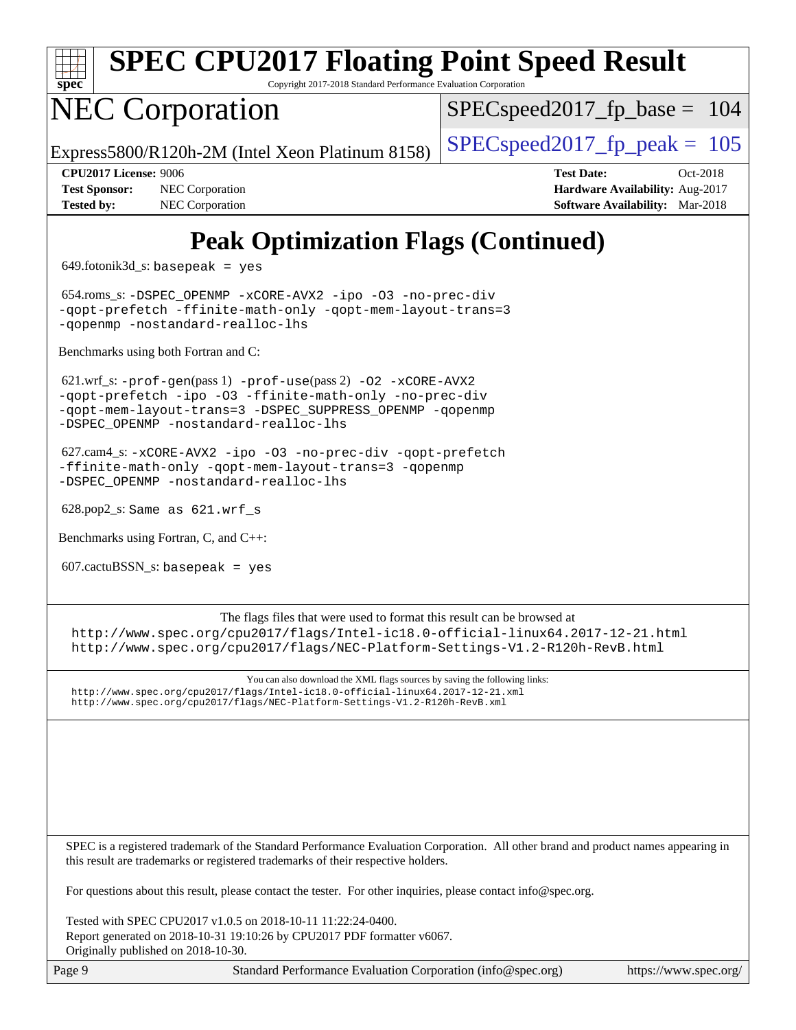# Peak Optimization Flags (Continued)

649.fotonik3d_s: basepeak = yes

654.roms_s: -DSPEC_OPENMP -xCORE-AVX2 -ipo -O3 -no-prec-div -qopt-prefetch -ffinite-math-only -qopt-mem-layout-trans=3 -qopenmp -nostandard-realloc-lhs

Benchmarks using both Fortran and C:

621.wrf_s: -prof-gen(pass 1) -prof-use(pass 2) -O2 -xCORE-AVX2 -qopt-prefetch -ipo -O3 -ffinite-math-only -no-prec-div -qopt-mem-layout-trans=3 -DSPEC_SUPPRESS_OPENMP -qopenmp -DSPEC_OPENMP -nostandard-realloc-lhs

627.cam4_s: -xCORE-AVX2 -ipo -O3 -no-prec-div -qopt-prefetch -ffinite-math-only -qopt-mem-layout-trans=3 -qopenmp -DSPEC_OPENMP -nostandard-realloc-lhs

628.pop2_s: Same as 621.wrf_s

Benchmarks using Fortran, C, and C++:

607.cactuBSSN_s: basepeak = yes

The flags files that were used to format this result can be browsed at
http://www.spec.org/cpu2017/flags/Intel-ic18.0-official-linux64.2017-12-21.html
http://www.spec.org/cpu2017/flags/NEC-Platform-Settings-V1.2-R120h-RevB.html

You can also download the XML flags sources by saving the following links:
http://www.spec.org/cpu2017/flags/Intel-ic18.0-official-linux64.2017-12-21.xml
http://www.spec.org/cpu2017/flags/NEC-Platform-Settings-V1.2-R120h-RevB.xml

SPEC is a registered trademark of the Standard Performance Evaluation Corporation. All other brand and product names appearing in this result are trademarks or registered trademarks of their respective holders.

For questions about this result, please contact the tester. For other inquiries, please contact info@spec.org.

Tested with SPEC CPU2017 v1.0.5 on 2018-10-11 11:22:24-0400.
Report generated on 2018-10-31 19:10:26 by CPU2017 PDF formatter v6067.
Originally published on 2018-10-30.